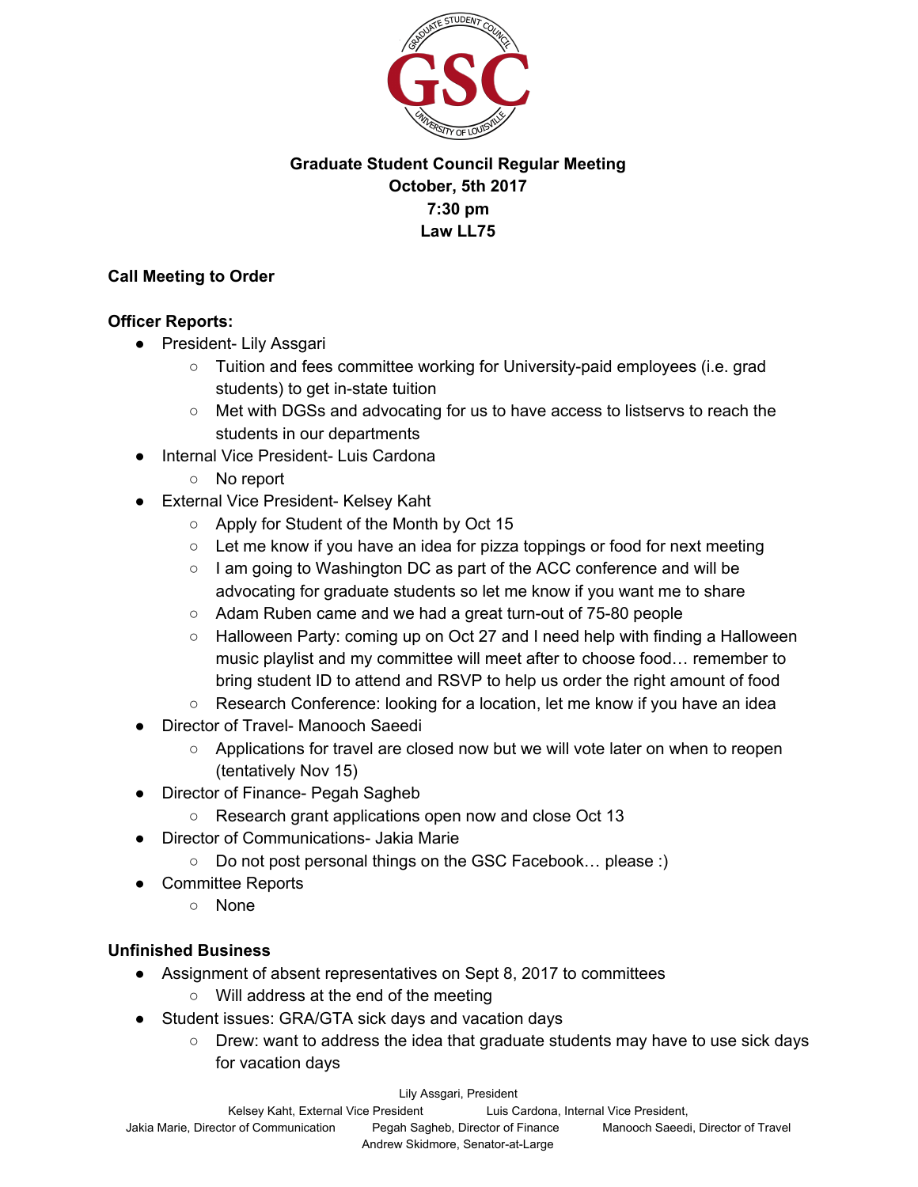**Graduate Student Council Regular Meeting**
**October, 5th 2017**
**7:30 pm**
**Law LL75**

**Call Meeting to Order**

**Officer Reports:**

- President- Lily Assgari
  - Tuition and fees committee working for University-paid employees (i.e. grad students) to get in-state tuition
  - Met with DGSs and advocating for us to have access to listservs to reach the students in our departments
- Internal Vice President- Luis Cardona
  - No report
- External Vice President- Kelsey Kaht
  - Apply for Student of the Month by Oct 15
  - Let me know if you have an idea for pizza toppings or food for next meeting
  - I am going to Washington DC as part of the ACC conference and will be advocating for graduate students so let me know if you want me to share
  - Adam Ruben came and we had a great turn-out of 75-80 people
  - Halloween Party: coming up on Oct 27 and I need help with finding a Halloween music playlist and my committee will meet after to choose food… remember to bring student ID to attend and RSVP to help us order the right amount of food
  - Research Conference: looking for a location, let me know if you have an idea
- Director of Travel- Manooch Saeedi
  - Applications for travel are closed now but we will vote later on when to reopen (tentatively Nov 15)
- Director of Finance- Pegah Sagheb
  - Research grant applications open now and close Oct 13
- Director of Communications- Jakia Marie
  - Do not post personal things on the GSC Facebook… please :)
- Committee Reports
  - None

**Unfinished Business**

- Assignment of absent representatives on Sept 8, 2017 to committees
  - Will address at the end of the meeting
- Student issues: GRA/GTA sick days and vacation days
  - Drew: want to address the idea that graduate students may have to use sick days for vacation days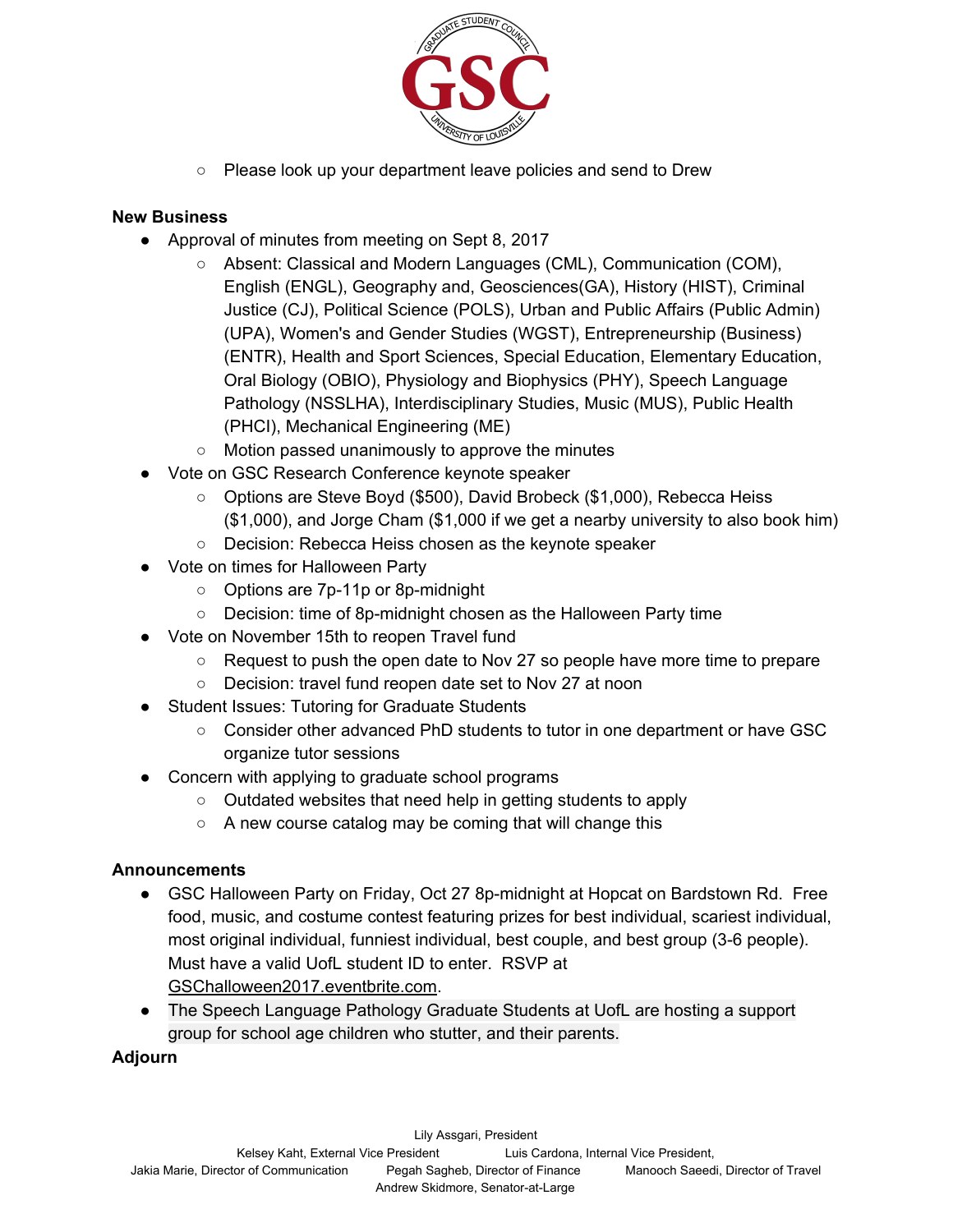- Please look up your department leave policies and send to Drew

**New Business**

- Approval of minutes from meeting on Sept 8, 2017
  - Absent: Classical and Modern Languages (CML), Communication (COM), English (ENGL), Geography and, Geosciences(GA), History (HIST), Criminal Justice (CJ), Political Science (POLS), Urban and Public Affairs (Public Admin) (UPA), Women's and Gender Studies (WGST), Entrepreneurship (Business) (ENTR), Health and Sport Sciences, Special Education, Elementary Education, Oral Biology (OBIO), Physiology and Biophysics (PHY), Speech Language Pathology (NSSLHA), Interdisciplinary Studies, Music (MUS), Public Health (PHCI), Mechanical Engineering (ME)
  - Motion passed unanimously to approve the minutes
- Vote on GSC Research Conference keynote speaker
  - Options are Steve Boyd ($500), David Brobeck ($1,000), Rebecca Heiss ($1,000), and Jorge Cham ($1,000 if we get a nearby university to also book him)
  - Decision: Rebecca Heiss chosen as the keynote speaker
- Vote on times for Halloween Party
  - Options are 7p-11p or 8p-midnight
  - Decision: time of 8p-midnight chosen as the Halloween Party time
- Vote on November 15th to reopen Travel fund
  - Request to push the open date to Nov 27 so people have more time to prepare
  - Decision: travel fund reopen date set to Nov 27 at noon
- Student Issues: Tutoring for Graduate Students
  - Consider other advanced PhD students to tutor in one department or have GSC organize tutor sessions
- Concern with applying to graduate school programs
  - Outdated websites that need help in getting students to apply
  - A new course catalog may be coming that will change this

**Announcements**

- GSC Halloween Party on Friday, Oct 27 8p-midnight at Hopcat on Bardstown Rd. Free food, music, and costume contest featuring prizes for best individual, scariest individual, most original individual, funniest individual, best couple, and best group (3-6 people). Must have a valid UofL student ID to enter. RSVP at GSChalloween2017.eventbrite.com.
- The Speech Language Pathology Graduate Students at UofL are hosting a support group for school age children who stutter, and their parents.

**Adjourn**

Lily Assgari, President
Kelsey Kaht, External Vice President    Luis Cardona, Internal Vice President,
Jakia Marie, Director of Communication    Pegah Sagheb, Director of Finance    Manooch Saeedi, Director of Travel
Andrew Skidmore, Senator-at-Large